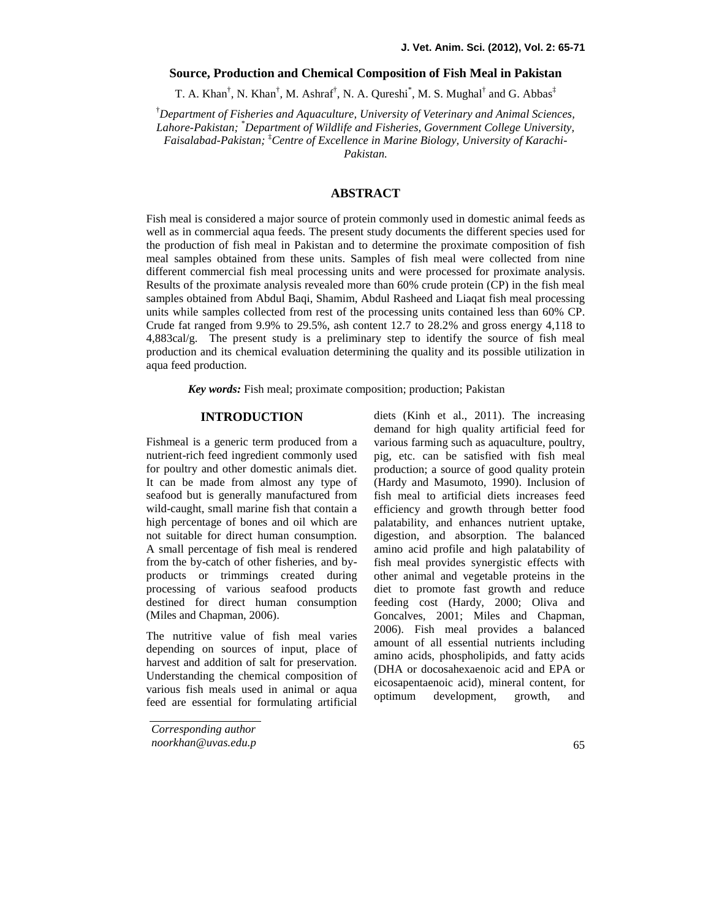# Source, Production and Chemical Composition of Fish Meal in Pakistan

T. A. Khan[†], N. Khan[†], M. Ashraf[†], N. A. Qureshi[*], M. S. Mughal[†] and G. Abbas[‡]

[†]*Department of Fisheries and Aquaculture, University of Veterinary and Animal Sciences, Lahore-Pakistan;* [*]*Department of Wildlife and Fisheries, Government College University, Faisalabad-Pakistan;* [‡]*Centre of Excellence in Marine Biology, University of Karachi-Pakistan.*

## ABSTRACT

Fish meal is considered a major source of protein commonly used in domestic animal feeds as well as in commercial aqua feeds. The present study documents the different species used for the production of fish meal in Pakistan and to determine the proximate composition of fish meal samples obtained from these units. Samples of fish meal were collected from nine different commercial fish meal processing units and were processed for proximate analysis. Results of the proximate analysis revealed more than 60% crude protein (CP) in the fish meal samples obtained from Abdul Baqi, Shamim, Abdul Rasheed and Liaqat fish meal processing units while samples collected from rest of the processing units contained less than 60% CP. Crude fat ranged from 9.9% to 29.5%, ash content 12.7 to 28.2% and gross energy 4,118 to 4,883cal/g. The present study is a preliminary step to identify the source of fish meal production and its chemical evaluation determining the quality and its possible utilization in aqua feed production.

***Key words:*** Fish meal; proximate composition; production; Pakistan

## INTRODUCTION

Fishmeal is a generic term produced from a nutrient-rich feed ingredient commonly used for poultry and other domestic animals diet. It can be made from almost any type of seafood but is generally manufactured from wild-caught, small marine fish that contain a high percentage of bones and oil which are not suitable for direct human consumption. A small percentage of fish meal is rendered from the by-catch of other fisheries, and by-products or trimmings created during processing of various seafood products destined for direct human consumption (Miles and Chapman, 2006).

The nutritive value of fish meal varies depending on sources of input, place of harvest and addition of salt for preservation. Understanding the chemical composition of various fish meals used in animal or aqua feed are essential for formulating artificial diets (Kinh et al., 2011). The increasing demand for high quality artificial feed for various farming such as aquaculture, poultry, pig, etc. can be satisfied with fish meal production; a source of good quality protein (Hardy and Masumoto, 1990). Inclusion of fish meal to artificial diets increases feed efficiency and growth through better food palatability, and enhances nutrient uptake, digestion, and absorption. The balanced amino acid profile and high palatability of fish meal provides synergistic effects with other animal and vegetable proteins in the diet to promote fast growth and reduce feeding cost (Hardy, 2000; Oliva and Goncalves, 2001; Miles and Chapman, 2006). Fish meal provides a balanced amount of all essential nutrients including amino acids, phospholipids, and fatty acids (DHA or docosahexaenoic acid and EPA or eicosapentaenoic acid), mineral content, for optimum development, growth, and

*Corresponding author*
*noorkhan@uvas.edu.p*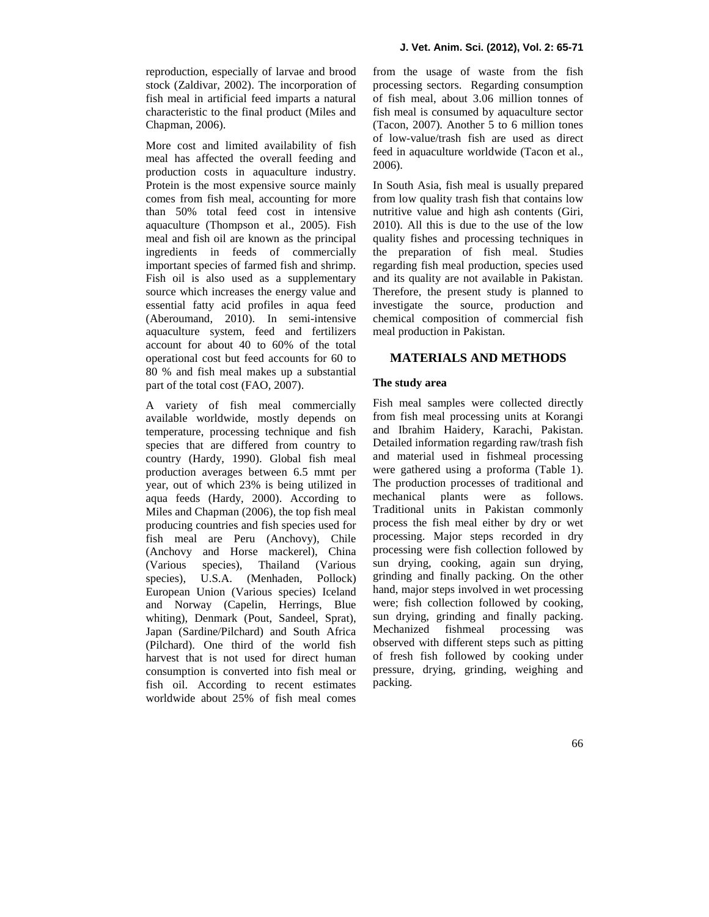reproduction, especially of larvae and brood stock (Zaldivar, 2002). The incorporation of fish meal in artificial feed imparts a natural characteristic to the final product (Miles and Chapman, 2006).

More cost and limited availability of fish meal has affected the overall feeding and production costs in aquaculture industry. Protein is the most expensive source mainly comes from fish meal, accounting for more than 50% total feed cost in intensive aquaculture (Thompson et al., 2005). Fish meal and fish oil are known as the principal ingredients in feeds of commercially important species of farmed fish and shrimp. Fish oil is also used as a supplementary source which increases the energy value and essential fatty acid profiles in aqua feed (Aberoumand, 2010). In semi-intensive aquaculture system, feed and fertilizers account for about 40 to 60% of the total operational cost but feed accounts for 60 to 80 % and fish meal makes up a substantial part of the total cost (FAO, 2007).

A variety of fish meal commercially available worldwide, mostly depends on temperature, processing technique and fish species that are differed from country to country (Hardy, 1990). Global fish meal production averages between 6.5 mmt per year, out of which 23% is being utilized in aqua feeds (Hardy, 2000). According to Miles and Chapman (2006), the top fish meal producing countries and fish species used for fish meal are Peru (Anchovy), Chile (Anchovy and Horse mackerel), China (Various species), Thailand (Various species), U.S.A. (Menhaden, Pollock) European Union (Various species) Iceland and Norway (Capelin, Herrings, Blue whiting), Denmark (Pout, Sandeel, Sprat), Japan (Sardine/Pilchard) and South Africa (Pilchard). One third of the world fish harvest that is not used for direct human consumption is converted into fish meal or fish oil. According to recent estimates worldwide about 25% of fish meal comes from the usage of waste from the fish processing sectors. Regarding consumption of fish meal, about 3.06 million tonnes of fish meal is consumed by aquaculture sector (Tacon, 2007). Another 5 to 6 million tones of low-value/trash fish are used as direct feed in aquaculture worldwide (Tacon et al., 2006).

In South Asia, fish meal is usually prepared from low quality trash fish that contains low nutritive value and high ash contents (Giri, 2010). All this is due to the use of the low quality fishes and processing techniques in the preparation of fish meal. Studies regarding fish meal production, species used and its quality are not available in Pakistan. Therefore, the present study is planned to investigate the source, production and chemical composition of commercial fish meal production in Pakistan.

## MATERIALS AND METHODS

### The study area

Fish meal samples were collected directly from fish meal processing units at Korangi and Ibrahim Haidery, Karachi, Pakistan. Detailed information regarding raw/trash fish and material used in fishmeal processing were gathered using a proforma (Table 1). The production processes of traditional and mechanical plants were as follows. Traditional units in Pakistan commonly process the fish meal either by dry or wet processing. Major steps recorded in dry processing were fish collection followed by sun drying, cooking, again sun drying, grinding and finally packing. On the other hand, major steps involved in wet processing were; fish collection followed by cooking, sun drying, grinding and finally packing. Mechanized fishmeal processing was observed with different steps such as pitting of fresh fish followed by cooking under pressure, drying, grinding, weighing and packing.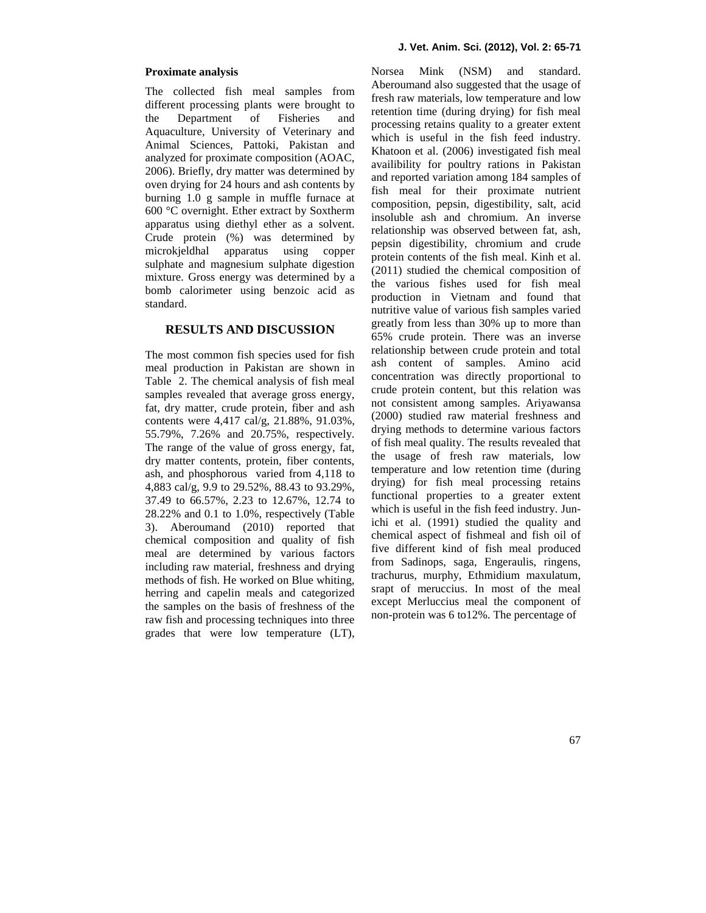### Proximate analysis

The collected fish meal samples from different processing plants were brought to the Department of Fisheries and Aquaculture, University of Veterinary and Animal Sciences, Pattoki, Pakistan and analyzed for proximate composition (AOAC, 2006). Briefly, dry matter was determined by oven drying for 24 hours and ash contents by burning 1.0 g sample in muffle furnace at 600 °C overnight. Ether extract by Soxtherm apparatus using diethyl ether as a solvent. Crude protein (%) was determined by microkjeldhal apparatus using copper sulphate and magnesium sulphate digestion mixture. Gross energy was determined by a bomb calorimeter using benzoic acid as standard.

## RESULTS AND DISCUSSION

The most common fish species used for fish meal production in Pakistan are shown in Table 2. The chemical analysis of fish meal samples revealed that average gross energy, fat, dry matter, crude protein, fiber and ash contents were 4,417 cal/g, 21.88%, 91.03%, 55.79%, 7.26% and 20.75%, respectively. The range of the value of gross energy, fat, dry matter contents, protein, fiber contents, ash, and phosphorous varied from 4,118 to 4,883 cal/g, 9.9 to 29.52%, 88.43 to 93.29%, 37.49 to 66.57%, 2.23 to 12.67%, 12.74 to 28.22% and 0.1 to 1.0%, respectively (Table 3). Aberoumand (2010) reported that chemical composition and quality of fish meal are determined by various factors including raw material, freshness and drying methods of fish. He worked on Blue whiting, herring and capelin meals and categorized the samples on the basis of freshness of the raw fish and processing techniques into three grades that were low temperature (LT), Norsea Mink (NSM) and standard. Aberoumand also suggested that the usage of fresh raw materials, low temperature and low retention time (during drying) for fish meal processing retains quality to a greater extent which is useful in the fish feed industry. Khatoon et al. (2006) investigated fish meal availibility for poultry rations in Pakistan and reported variation among 184 samples of fish meal for their proximate nutrient composition, pepsin, digestibility, salt, acid insoluble ash and chromium. An inverse relationship was observed between fat, ash, pepsin digestibility, chromium and crude protein contents of the fish meal. Kinh et al. (2011) studied the chemical composition of the various fishes used for fish meal production in Vietnam and found that nutritive value of various fish samples varied greatly from less than 30% up to more than 65% crude protein. There was an inverse relationship between crude protein and total ash content of samples. Amino acid concentration was directly proportional to crude protein content, but this relation was not consistent among samples. Ariyawansa (2000) studied raw material freshness and drying methods to determine various factors of fish meal quality. The results revealed that the usage of fresh raw materials, low temperature and low retention time (during drying) for fish meal processing retains functional properties to a greater extent which is useful in the fish feed industry. Jun-ichi et al. (1991) studied the quality and chemical aspect of fishmeal and fish oil of five different kind of fish meal produced from Sadinops, saga, Engeraulis, ringens, trachurus, murphy, Ethmidium maxulatum, srapt of meruccius. In most of the meal except Merluccius meal the component of non-protein was 6 to12%. The percentage of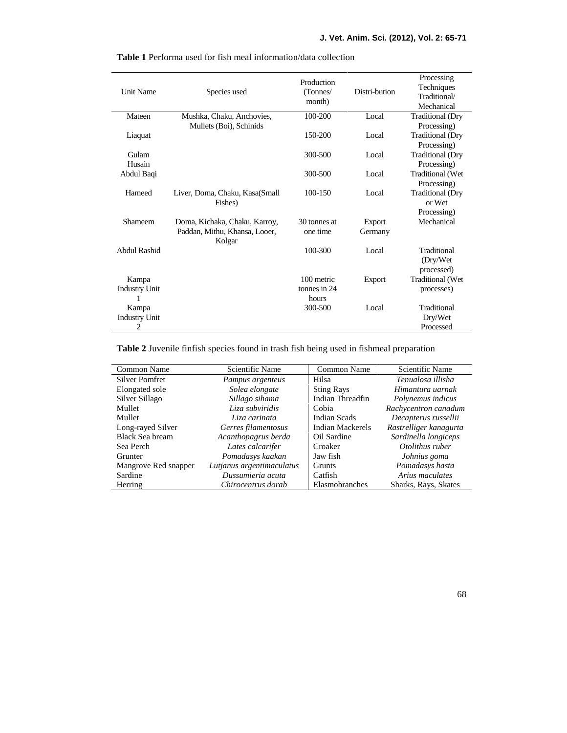**Table 1** Performa used for fish meal information/data collection

| Unit Name | Species used | Production (Tonnes/ month) | Distri-bution | Processing Techniques Traditional/ Mechanical |
|---|---|---|---|---|
| Mateen | Mushka, Chaku, Anchovies, Mullets (Boi), Schinids | 100-200 | Local | Traditional (Dry Processing) |
| Liaquat | | 150-200 | Local | Traditional (Dry Processing) |
| Gulam Husain | | 300-500 | Local | Traditional (Dry Processing) |
| Abdul Baqi | | 300-500 | Local | Traditional (Wet Processing) |
| Hameed | Liver, Doma, Chaku, Kasa(Small Fishes) | 100-150 | Local | Traditional (Dry or Wet Processing) |
| Shameem | Doma, Kichaka, Chaku, Karroy, Paddan, Mithu, Khansa, Looer, Kolgar | 30 tonnes at one time | Export Germany | Mechanical |
| Abdul Rashid | | 100-300 | Local | Traditional (Dry/Wet processed) |
| Kampa Industry Unit 1 | | 100 metric tonnes in 24 hours | Export | Traditional (Wet processes) |
| Kampa Industry Unit 2 | | 300-500 | Local | Traditional Dry/Wet Processed |

**Table 2** Juvenile finfish species found in trash fish being used in fishmeal preparation

| Common Name | Scientific Name | Common Name | Scientific Name |
|---|---|---|---|
| Silver Pomfret | *Pampus argenteus* | Hilsa | *Tenualosa illisha* |
| Elongated sole | *Solea elongate* | Sting Rays | *Himantura uarnak* |
| Silver Sillago | *Sillago sihama* | Indian Threadfin | *Polynemus indicus* |
| Mullet | *Liza subviridis* | Cobia | *Rachycentron canadum* |
| Mullet | *Liza carinata* | Indian Scads | *Decapterus russellii* |
| Long-rayed Silver | *Gerres filamentosus* | Indian Mackerels | *Rastrelliger kanagurta* |
| Black Sea bream | *Acanthopagrus berda* | Oil Sardine | *Sardinella longiceps* |
| Sea Perch | *Lates calcarifer* | Croaker | *Otolithus ruber* |
| Grunter | *Pomadasys kaakan* | Jaw fish | *Johnius goma* |
| Mangrove Red snapper | *Lutjanus argentimaculatus* | Grunts | *Pomadasys hasta* |
| Sardine | *Dussumieria acuta* | Catfish | *Arius maculates* |
| Herring | *Chirocentrus dorab* | Elasmobranches | Sharks, Rays, Skates |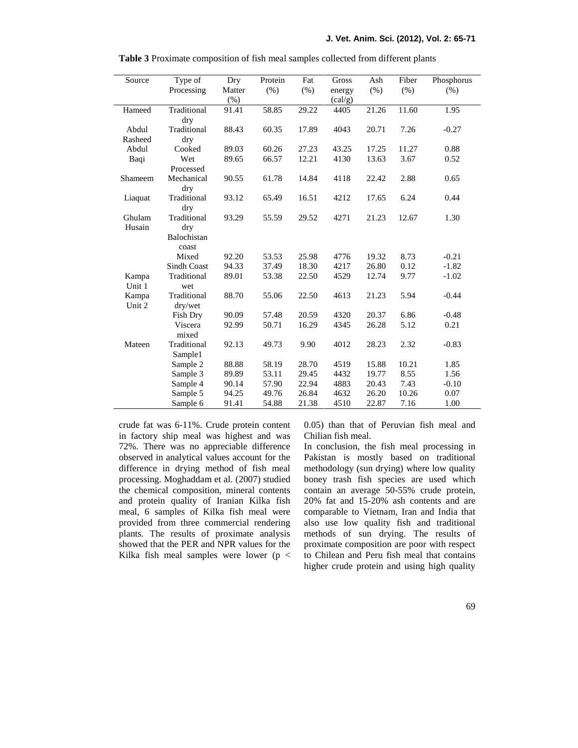**Table 3** Proximate composition of fish meal samples collected from different plants

| Source | Type of Processing | Dry Matter (%) | Protein (%) | Fat (%) | Gross energy (cal/g) | Ash (%) | Fiber (%) | Phosphorus (%) |
|---|---|---|---|---|---|---|---|---|
| Hameed | Traditional dry | 91.41 | 58.85 | 29.22 | 4405 | 21.26 | 11.60 | 1.95 |
| Abdul Rasheed | Traditional dry | 88.43 | 60.35 | 17.89 | 4043 | 20.71 | 7.26 | -0.27 |
| Abdul | Cooked | 89.03 | 60.26 | 27.23 | 43.25 | 17.25 | 11.27 | 0.88 |
| Baqi | Wet Processed | 89.65 | 66.57 | 12.21 | 4130 | 13.63 | 3.67 | 0.52 |
| Shameem | Mechanical dry | 90.55 | 61.78 | 14.84 | 4118 | 22.42 | 2.88 | 0.65 |
| Liaquat | Traditional dry | 93.12 | 65.49 | 16.51 | 4212 | 17.65 | 6.24 | 0.44 |
| Ghulam Husain | Traditional dry | 93.29 | 55.59 | 29.52 | 4271 | 21.23 | 12.67 | 1.30 |
| | Balochistan coast | | | | | | | |
| | Mixed | 92.20 | 53.53 | 25.98 | 4776 | 19.32 | 8.73 | -0.21 |
| | Sindh Coast | 94.33 | 37.49 | 18.30 | 4217 | 26.80 | 0.12 | -1.82 |
| Kampa Unit 1 | Traditional wet | 89.01 | 53.38 | 22.50 | 4529 | 12.74 | 9.77 | -1.02 |
| Kampa Unit 2 | Traditional dry/wet | 88.70 | 55.06 | 22.50 | 4613 | 21.23 | 5.94 | -0.44 |
| | Fish Dry | 90.09 | 57.48 | 20.59 | 4320 | 20.37 | 6.86 | -0.48 |
| | Viscera mixed | 92.99 | 50.71 | 16.29 | 4345 | 26.28 | 5.12 | 0.21 |
| Mateen | Traditional Sample1 | 92.13 | 49.73 | 9.90 | 4012 | 28.23 | 2.32 | -0.83 |
| | Sample 2 | 88.88 | 58.19 | 28.70 | 4519 | 15.88 | 10.21 | 1.85 |
| | Sample 3 | 89.89 | 53.11 | 29.45 | 4432 | 19.77 | 8.55 | 1.56 |
| | Sample 4 | 90.14 | 57.90 | 22.94 | 4883 | 20.43 | 7.43 | -0.10 |
| | Sample 5 | 94.25 | 49.76 | 26.84 | 4632 | 26.20 | 10.26 | 0.07 |
| | Sample 6 | 91.41 | 54.88 | 21.38 | 4510 | 22.87 | 7.16 | 1.00 |

crude fat was 6-11%. Crude protein content in factory ship meal was highest and was 72%. There was no appreciable difference observed in analytical values account for the difference in drying method of fish meal processing. Moghaddam et al. (2007) studied the chemical composition, mineral contents and protein quality of Iranian Kilka fish meal, 6 samples of Kilka fish meal were provided from three commercial rendering plants. The results of proximate analysis showed that the PER and NPR values for the Kilka fish meal samples were lower ($p < 0.05$) than that of Peruvian fish meal and Chilian fish meal.

In conclusion, the fish meal processing in Pakistan is mostly based on traditional methodology (sun drying) where low quality boney trash fish species are used which contain an average 50-55% crude protein, 20% fat and 15-20% ash contents and are comparable to Vietnam, Iran and India that also use low quality fish and traditional methods of sun drying. The results of proximate composition are poor with respect to Chilean and Peru fish meal that contains higher crude protein and using high quality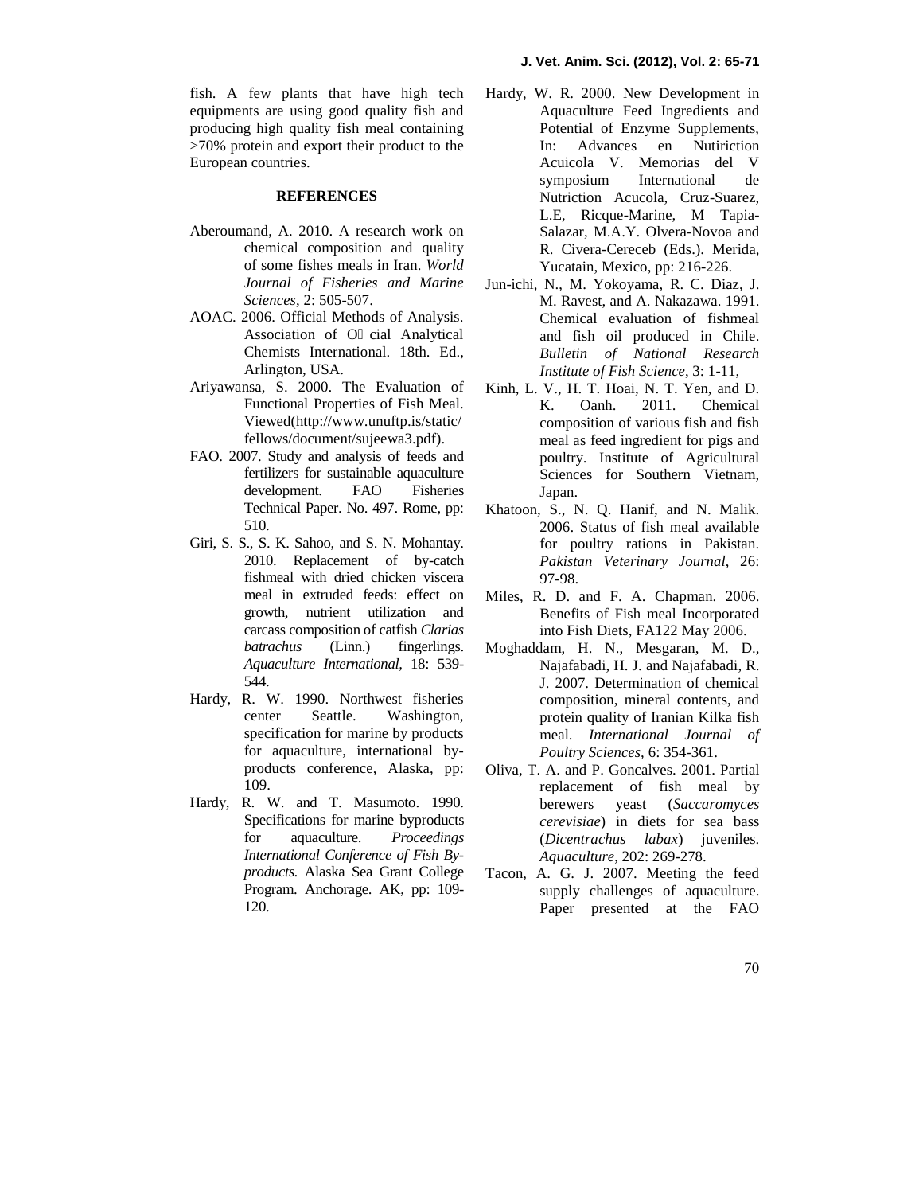fish. A few plants that have high tech equipments are using good quality fish and producing high quality fish meal containing >70% protein and export their product to the European countries.

## REFERENCES

Aberoumand, A. 2010. A research work on chemical composition and quality of some fishes meals in Iran. *World Journal of Fisheries and Marine Sciences*, 2: 505-507.

AOAC. 2006. Official Methods of Analysis. Association of O cial Analytical Chemists International. 18th. Ed., Arlington, USA.

Ariyawansa, S. 2000. The Evaluation of Functional Properties of Fish Meal. Viewed(http://www.unuftp.is/static/fellows/document/sujeewa3.pdf).

FAO. 2007. Study and analysis of feeds and fertilizers for sustainable aquaculture development. FAO Fisheries Technical Paper. No. 497. Rome, pp: 510.

Giri, S. S., S. K. Sahoo, and S. N. Mohantay. 2010. Replacement of by-catch fishmeal with dried chicken viscera meal in extruded feeds: effect on growth, nutrient utilization and carcass composition of catfish *Clarias batrachus* (Linn.) fingerlings. *Aquaculture International*, 18: 539-544.

Hardy, R. W. 1990. Northwest fisheries center Seattle. Washington, specification for marine by products for aquaculture, international by-products conference, Alaska, pp: 109.

Hardy, R. W. and T. Masumoto. 1990. Specifications for marine byproducts for aquaculture. *Proceedings International Conference of Fish By-products.* Alaska Sea Grant College Program. Anchorage. AK, pp: 109-120.

Hardy, W. R. 2000. New Development in Aquaculture Feed Ingredients and Potential of Enzyme Supplements, In: Advances en Nutiriction Acuicola V. Memorias del V symposium International de Nutriction Acucola, Cruz-Suarez, L.E, Ricque-Marine, M Tapia-Salazar, M.A.Y. Olvera-Novoa and R. Civera-Cereceb (Eds.). Merida, Yucatain, Mexico, pp: 216-226.

Jun-ichi, N., M. Yokoyama, R. C. Diaz, J. M. Ravest, and A. Nakazawa. 1991. Chemical evaluation of fishmeal and fish oil produced in Chile. *Bulletin of National Research Institute of Fish Science*, 3: 1-11,

Kinh, L. V., H. T. Hoai, N. T. Yen, and D. K. Oanh. 2011. Chemical composition of various fish and fish meal as feed ingredient for pigs and poultry. Institute of Agricultural Sciences for Southern Vietnam, Japan.

Khatoon, S., N. Q. Hanif, and N. Malik. 2006. Status of fish meal available for poultry rations in Pakistan. *Pakistan Veterinary Journal*, 26: 97-98.

Miles, R. D. and F. A. Chapman. 2006. Benefits of Fish meal Incorporated into Fish Diets, FA122 May 2006.

Moghaddam, H. N., Mesgaran, M. D., Najafabadi, H. J. and Najafabadi, R. J. 2007. Determination of chemical composition, mineral contents, and protein quality of Iranian Kilka fish meal. *International Journal of Poultry Sciences*, 6: 354-361.

Oliva, T. A. and P. Goncalves. 2001. Partial replacement of fish meal by berewers yeast (*Saccaromyces cerevisiae*) in diets for sea bass (*Dicentrachus labax*) juveniles. *Aquaculture*, 202: 269-278.

Tacon, A. G. J. 2007. Meeting the feed supply challenges of aquaculture. Paper presented at the FAO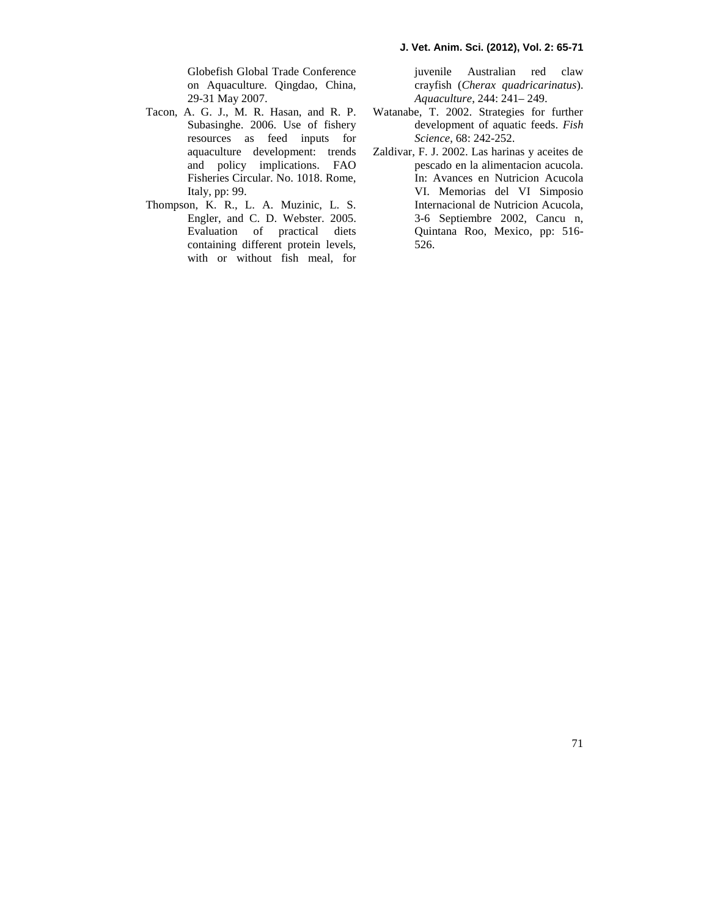Globefish Global Trade Conference on Aquaculture. Qingdao, China, 29-31 May 2007.

Tacon, A. G. J., M. R. Hasan, and R. P. Subasinghe. 2006. Use of fishery resources as feed inputs for aquaculture development: trends and policy implications. FAO Fisheries Circular. No. 1018. Rome, Italy, pp: 99.

Thompson, K. R., L. A. Muzinic, L. S. Engler, and C. D. Webster. 2005. Evaluation of practical diets containing different protein levels, with or without fish meal, for juvenile Australian red claw crayfish (*Cherax quadricarinatus*). *Aquaculture*, 244: 241– 249.

Watanabe, T. 2002. Strategies for further development of aquatic feeds. *Fish Science*, 68: 242-252.

Zaldivar, F. J. 2002. Las harinas y aceites de pescado en la alimentacion acucola. In: Avances en Nutricion Acucola VI. Memorias del VI Simposio Internacional de Nutricion Acucola, 3-6 Septiembre 2002, Cancu n, Quintana Roo, Mexico, pp: 516-526.